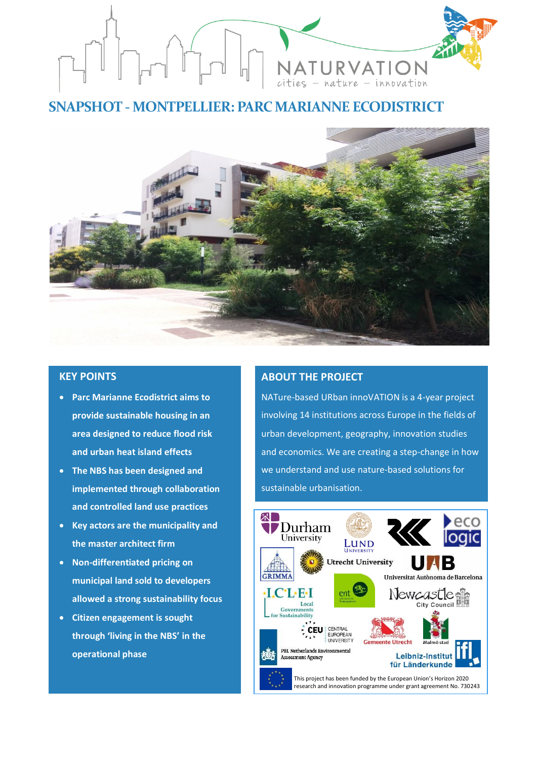# SNAPSHOT - MONTPELLIER: PARC MARIANNE ECODISTRICT

## KEY POINTS

- **Parc Marianne Ecodistrict aims to provide sustainable housing in an area designed to reduce flood risk and urban heat island effects**
- **The NBS has been designed and implemented through collaboration and controlled land use practices**
- **Key actors are the municipality and the master architect firm**
- **Non-differentiated pricing on municipal land sold to developers allowed a strong sustainability focus**
- **Citizen engagement is sought through 'living in the NBS' in the operational phase**

## ABOUT THE PROJECT

NATure-based URban innoVATION is a 4-year project involving 14 institutions across Europe in the fields of urban development, geography, innovation studies and economics. We are creating a step-change in how we understand and use nature-based solutions for sustainable urbanisation.

This project has been funded by the European Union's Horizon 2020 research and innovation programme under grant agreement No. 730243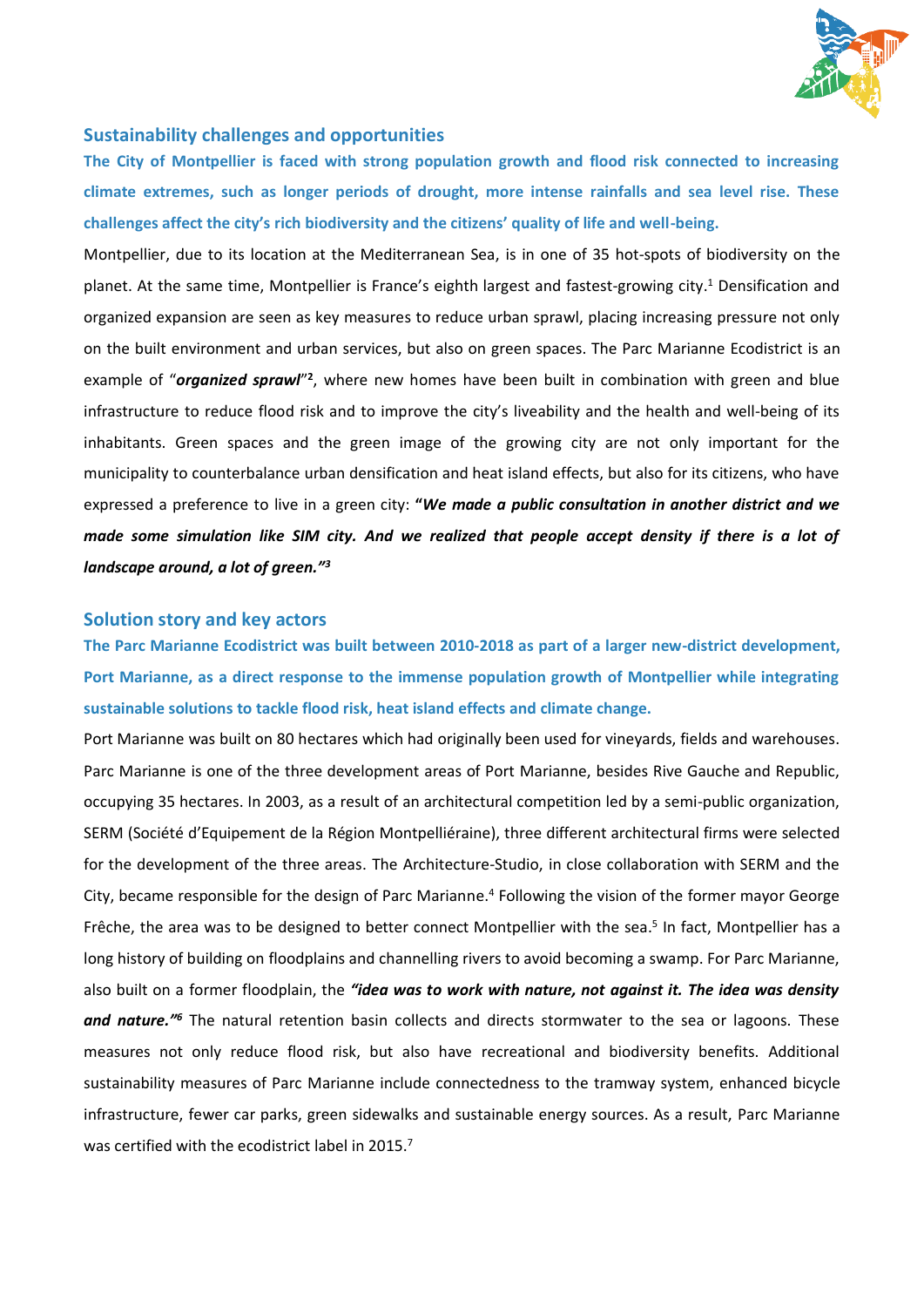## Sustainability challenges and opportunities

**The City of Montpellier is faced with strong population growth and flood risk connected to increasing climate extremes, such as longer periods of drought, more intense rainfalls and sea level rise. These challenges affect the city's rich biodiversity and the citizens' quality of life and well-being.**

Montpellier, due to its location at the Mediterranean Sea, is in one of 35 hot-spots of biodiversity on the planet. At the same time, Montpellier is France's eighth largest and fastest-growing city.[1] Densification and organized expansion are seen as key measures to reduce urban sprawl, placing increasing pressure not only on the built environment and urban services, but also on green spaces. The Parc Marianne Ecodistrict is an example of "***organized sprawl***"[2], where new homes have been built in combination with green and blue infrastructure to reduce flood risk and to improve the city's liveability and the health and well-being of its inhabitants. Green spaces and the green image of the growing city are not only important for the municipality to counterbalance urban densification and heat island effects, but also for its citizens, who have expressed a preference to live in a green city: **"*We made a public consultation in another district and we made some simulation like SIM city. And we realized that people accept density if there is a lot of landscape around, a lot of green.*"**[3]

## Solution story and key actors

**The Parc Marianne Ecodistrict was built between 2010-2018 as part of a larger new-district development, Port Marianne, as a direct response to the immense population growth of Montpellier while integrating sustainable solutions to tackle flood risk, heat island effects and climate change.**

Port Marianne was built on 80 hectares which had originally been used for vineyards, fields and warehouses. Parc Marianne is one of the three development areas of Port Marianne, besides Rive Gauche and Republic, occupying 35 hectares. In 2003, as a result of an architectural competition led by a semi-public organization, SERM (Société d'Equipement de la Région Montpelliéraine), three different architectural firms were selected for the development of the three areas. The Architecture-Studio, in close collaboration with SERM and the City, became responsible for the design of Parc Marianne.[4] Following the vision of the former mayor George Frêche, the area was to be designed to better connect Montpellier with the sea.[5] In fact, Montpellier has a long history of building on floodplains and channelling rivers to avoid becoming a swamp. For Parc Marianne, also built on a former floodplain, the ***"idea was to work with nature, not against it. The idea was density and nature."***[6] The natural retention basin collects and directs stormwater to the sea or lagoons. These measures not only reduce flood risk, but also have recreational and biodiversity benefits. Additional sustainability measures of Parc Marianne include connectedness to the tramway system, enhanced bicycle infrastructure, fewer car parks, green sidewalks and sustainable energy sources. As a result, Parc Marianne was certified with the ecodistrict label in 2015.[7]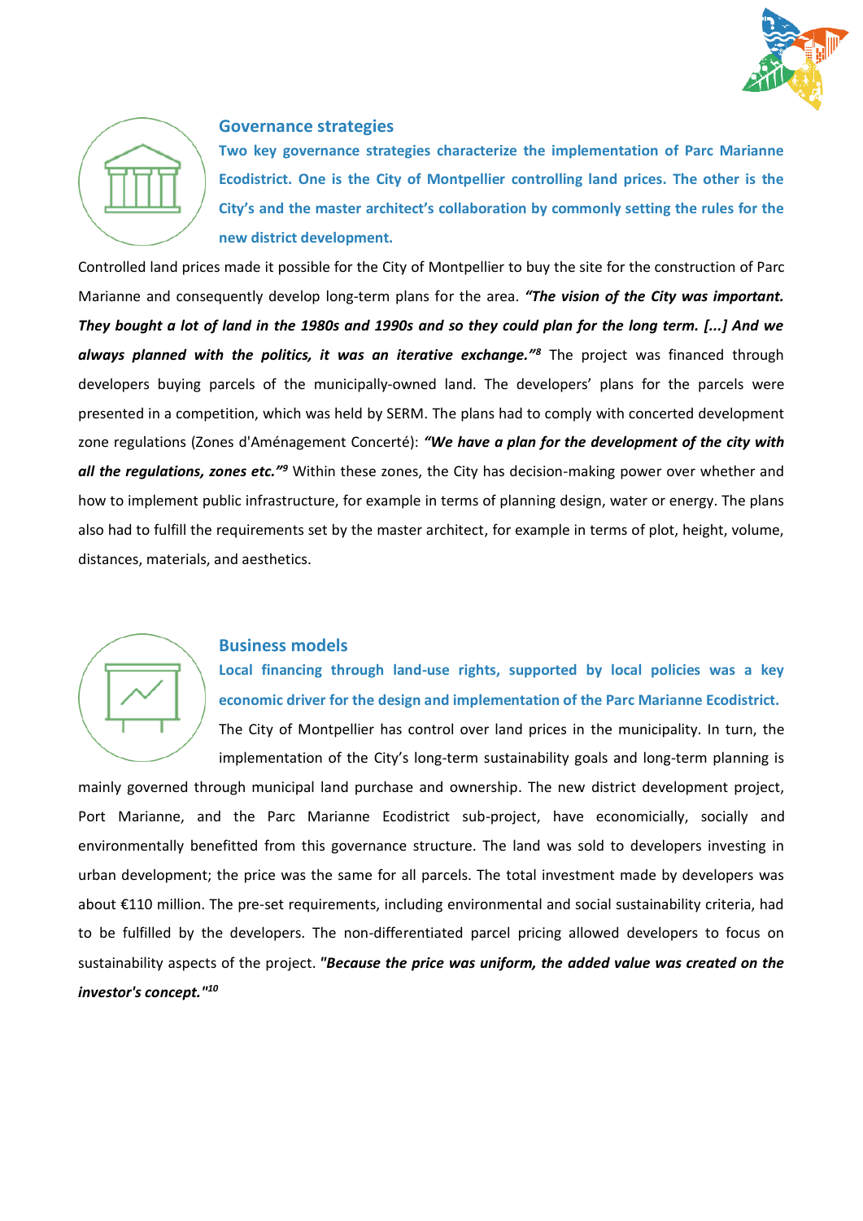## Governance strategies

**Two key governance strategies characterize the implementation of Parc Marianne Ecodistrict. One is the City of Montpellier controlling land prices. The other is the City's and the master architect's collaboration by commonly setting the rules for the new district development.**

Controlled land prices made it possible for the City of Montpellier to buy the site for the construction of Parc Marianne and consequently develop long-term plans for the area. ***"The vision of the City was important. They bought a lot of land in the 1980s and 1990s and so they could plan for the long term. [...] And we always planned with the politics, it was an iterative exchange."***[8] The project was financed through developers buying parcels of the municipally-owned land. The developers' plans for the parcels were presented in a competition, which was held by SERM. The plans had to comply with concerted development zone regulations (Zones d'Aménagement Concerté): ***"We have a plan for the development of the city with all the regulations, zones etc."***[9] Within these zones, the City has decision-making power over whether and how to implement public infrastructure, for example in terms of planning design, water or energy. The plans also had to fulfill the requirements set by the master architect, for example in terms of plot, height, volume, distances, materials, and aesthetics.

## Business models

**Local financing through land-use rights, supported by local policies was a key economic driver for the design and implementation of the Parc Marianne Ecodistrict.** The City of Montpellier has control over land prices in the municipality. In turn, the implementation of the City's long-term sustainability goals and long-term planning is mainly governed through municipal land purchase and ownership. The new district development project, Port Marianne, and the Parc Marianne Ecodistrict sub-project, have economically, socially and environmentally benefitted from this governance structure. The land was sold to developers investing in urban development; the price was the same for all parcels. The total investment made by developers was about €110 million. The pre-set requirements, including environmental and social sustainability criteria, had to be fulfilled by the developers. The non-differentiated parcel pricing allowed developers to focus on sustainability aspects of the project. ***"Because the price was uniform, the added value was created on the investor's concept."***[10]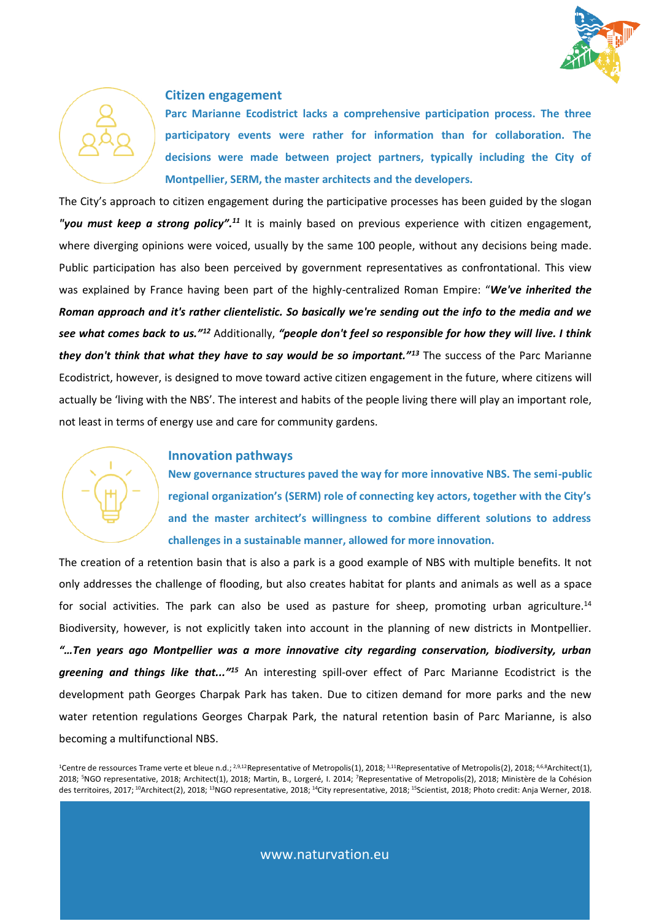## Citizen engagement

**Parc Marianne Ecodistrict lacks a comprehensive participation process. The three participatory events were rather for information than for collaboration. The decisions were made between project partners, typically including the City of Montpellier, SERM, the master architects and the developers.**

The City's approach to citizen engagement during the participative processes has been guided by the slogan ***"you must keep a strong policy".***[11] It is mainly based on previous experience with citizen engagement, where diverging opinions were voiced, usually by the same 100 people, without any decisions being made. Public participation has also been perceived by government representatives as confrontational. This view was explained by France having been part of the highly-centralized Roman Empire: "***We've inherited the Roman approach and it's rather clientelistic. So basically we're sending out the info to the media and we see what comes back to us."***[12] Additionally, ***"people don't feel so responsible for how they will live. I think they don't think that what they have to say would be so important."***[13] The success of the Parc Marianne Ecodistrict, however, is designed to move toward active citizen engagement in the future, where citizens will actually be 'living with the NBS'. The interest and habits of the people living there will play an important role, not least in terms of energy use and care for community gardens.

## Innovation pathways

**New governance structures paved the way for more innovative NBS. The semi-public regional organization's (SERM) role of connecting key actors, together with the City's and the master architect's willingness to combine different solutions to address challenges in a sustainable manner, allowed for more innovation.**

The creation of a retention basin that is also a park is a good example of NBS with multiple benefits. It not only addresses the challenge of flooding, but also creates habitat for plants and animals as well as a space for social activities. The park can also be used as pasture for sheep, promoting urban agriculture.[14] Biodiversity, however, is not explicitly taken into account in the planning of new districts in Montpellier. ***"…Ten years ago Montpellier was a more innovative city regarding conservation, biodiversity, urban greening and things like that..."***[15] An interesting spill-over effect of Parc Marianne Ecodistrict is the development path Georges Charpak Park has taken. Due to citizen demand for more parks and the new water retention regulations Georges Charpak Park, the natural retention basin of Parc Marianne, is also becoming a multifunctional NBS.

[1]Centre de ressources Trame verte et bleue n.d.; [2,9,12]Representative of Metropolis(1), 2018; [3,11]Representative of Metropolis(2), 2018; [4,6,8]Architect(1), 2018; [5]NGO representative, 2018; Architect(1), 2018; Martin, B., Lorgeré, I. 2014; [7]Representative of Metropolis(2), 2018; Ministère de la Cohésion des territoires, 2017; [10]Architect(2), 2018; [13]NGO representative, 2018; [14]City representative, 2018; [15]Scientist, 2018; Photo credit: Anja Werner, 2018.

www.naturvation.eu